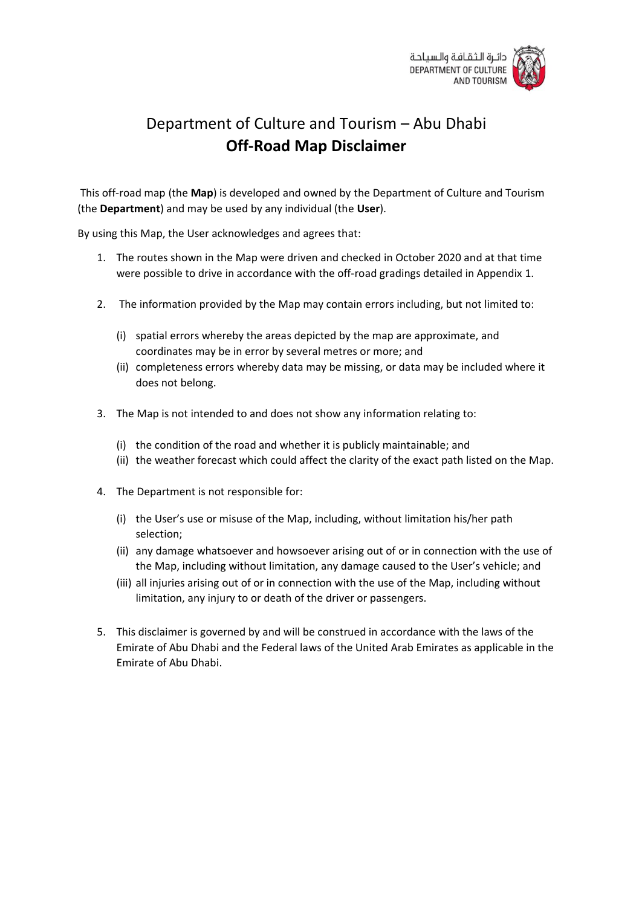دائـرة الـثـقـافـة والـسـيـاحـة
DEPARTMENT OF CULTURE
AND TOURISM

# Department of Culture and Tourism – Abu Dhabi
## Off-Road Map Disclaimer

This off-road map (the **Map**) is developed and owned by the Department of Culture and Tourism (the **Department**) and may be used by any individual (the **User**).

By using this Map, the User acknowledges and agrees that:

1. The routes shown in the Map were driven and checked in October 2020 and at that time were possible to drive in accordance with the off-road gradings detailed in Appendix 1.

2. The information provided by the Map may contain errors including, but not limited to:

   (i) spatial errors whereby the areas depicted by the map are approximate, and coordinates may be in error by several metres or more; and
   
   (ii) completeness errors whereby data may be missing, or data may be included where it does not belong.

3. The Map is not intended to and does not show any information relating to:

   (i) the condition of the road and whether it is publicly maintainable; and
   
   (ii) the weather forecast which could affect the clarity of the exact path listed on the Map.

4. The Department is not responsible for:

   (i) the User's use or misuse of the Map, including, without limitation his/her path selection;
   
   (ii) any damage whatsoever and howsoever arising out of or in connection with the use of the Map, including without limitation, any damage caused to the User's vehicle; and
   
   (iii) all injuries arising out of or in connection with the use of the Map, including without limitation, any injury to or death of the driver or passengers.

5. This disclaimer is governed by and will be construed in accordance with the laws of the Emirate of Abu Dhabi and the Federal laws of the United Arab Emirates as applicable in the Emirate of Abu Dhabi.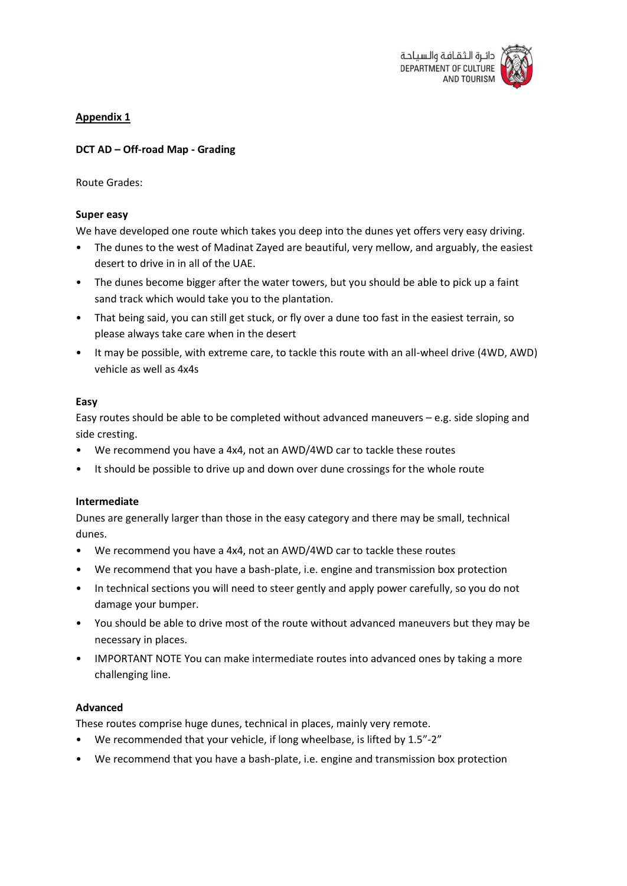**Appendix 1**

**DCT AD – Off-road Map - Grading**

Route Grades:

**Super easy**

We have developed one route which takes you deep into the dunes yet offers very easy driving.

- The dunes to the west of Madinat Zayed are beautiful, very mellow, and arguably, the easiest desert to drive in in all of the UAE.
- The dunes become bigger after the water towers, but you should be able to pick up a faint sand track which would take you to the plantation.
- That being said, you can still get stuck, or fly over a dune too fast in the easiest terrain, so please always take care when in the desert
- It may be possible, with extreme care, to tackle this route with an all-wheel drive (4WD, AWD) vehicle as well as 4x4s

**Easy**

Easy routes should be able to be completed without advanced maneuvers – e.g. side sloping and side cresting.

- We recommend you have a 4x4, not an AWD/4WD car to tackle these routes
- It should be possible to drive up and down over dune crossings for the whole route

**Intermediate**

Dunes are generally larger than those in the easy category and there may be small, technical dunes.

- We recommend you have a 4x4, not an AWD/4WD car to tackle these routes
- We recommend that you have a bash-plate, i.e. engine and transmission box protection
- In technical sections you will need to steer gently and apply power carefully, so you do not damage your bumper.
- You should be able to drive most of the route without advanced maneuvers but they may be necessary in places.
- IMPORTANT NOTE You can make intermediate routes into advanced ones by taking a more challenging line.

**Advanced**

These routes comprise huge dunes, technical in places, mainly very remote.

- We recommended that your vehicle, if long wheelbase, is lifted by 1.5"-2"
- We recommend that you have a bash-plate, i.e. engine and transmission box protection